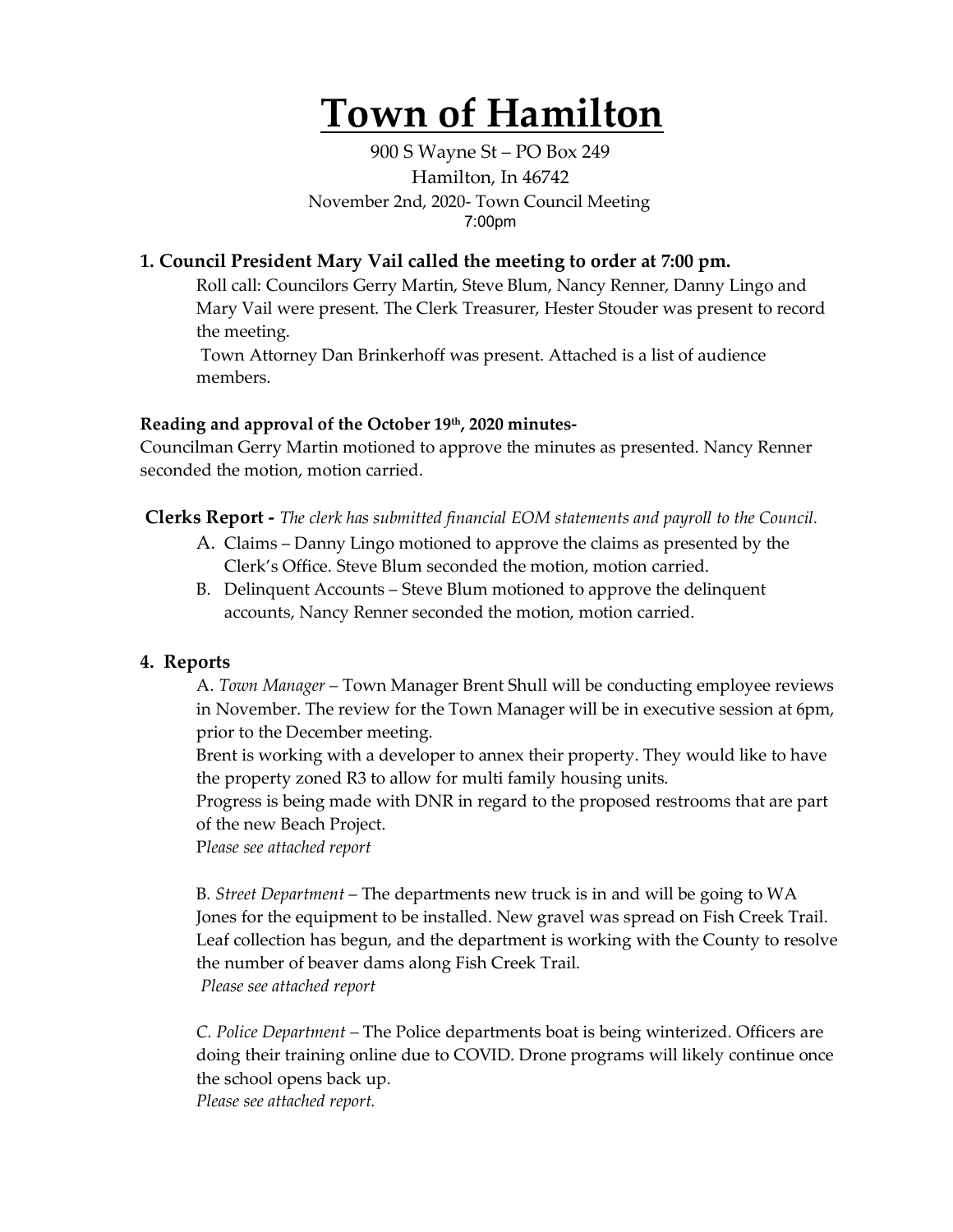# Town of Hamilton

900 S Wayne St – PO Box 249

Hamilton, In 46742

November 2nd, 2020- Town Council Meeting

7:00pm

## 1. Council President Mary Vail called the meeting to order at 7:00 pm.

Roll call: Councilors Gerry Martin, Steve Blum, Nancy Renner, Danny Lingo and Mary Vail were present. The Clerk Treasurer, Hester Stouder was present to record the meeting.

Town Attorney Dan Brinkerhoff was present. Attached is a list of audience members.

**Reading and approval of the October 19th, 2020 minutes-**

Councilman Gerry Martin motioned to approve the minutes as presented. Nancy Renner seconded the motion, motion carried.

**Clerks Report -** *The clerk has submitted financial EOM statements and payroll to the Council.*

A. Claims – Danny Lingo motioned to approve the claims as presented by the Clerk's Office. Steve Blum seconded the motion, motion carried.

B. Delinquent Accounts – Steve Blum motioned to approve the delinquent accounts, Nancy Renner seconded the motion, motion carried.

## 4. Reports

A. *Town Manager* – Town Manager Brent Shull will be conducting employee reviews in November. The review for the Town Manager will be in executive session at 6pm, prior to the December meeting.

Brent is working with a developer to annex their property. They would like to have the property zoned R3 to allow for multi family housing units.

Progress is being made with DNR in regard to the proposed restrooms that are part of the new Beach Project.

*Please see attached report*

B. *Street Department* – The departments new truck is in and will be going to WA Jones for the equipment to be installed. New gravel was spread on Fish Creek Trail. Leaf collection has begun, and the department is working with the County to resolve the number of beaver dams along Fish Creek Trail.

*Please see attached report*

*C. Police Department* – The Police departments boat is being winterized. Officers are doing their training online due to COVID. Drone programs will likely continue once the school opens back up.

*Please see attached report.*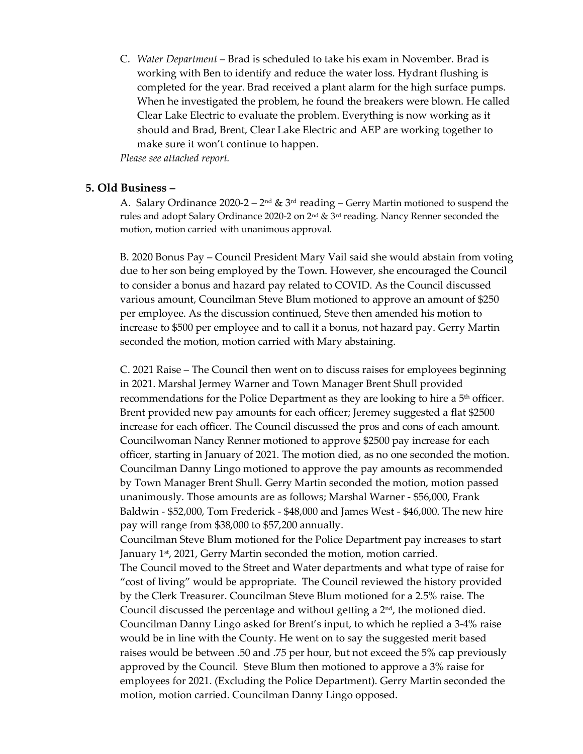C. *Water Department* – Brad is scheduled to take his exam in November. Brad is working with Ben to identify and reduce the water loss. Hydrant flushing is completed for the year. Brad received a plant alarm for the high surface pumps. When he investigated the problem, he found the breakers were blown. He called Clear Lake Electric to evaluate the problem. Everything is now working as it should and Brad, Brent, Clear Lake Electric and AEP are working together to make sure it won't continue to happen.

*Please see attached report.*

## 5. Old Business –

A. Salary Ordinance 2020-2 – 2nd & 3rd reading – Gerry Martin motioned to suspend the rules and adopt Salary Ordinance 2020-2 on 2nd & 3rd reading. Nancy Renner seconded the motion, motion carried with unanimous approval.

B. 2020 Bonus Pay – Council President Mary Vail said she would abstain from voting due to her son being employed by the Town. However, she encouraged the Council to consider a bonus and hazard pay related to COVID. As the Council discussed various amount, Councilman Steve Blum motioned to approve an amount of $250 per employee. As the discussion continued, Steve then amended his motion to increase to $500 per employee and to call it a bonus, not hazard pay. Gerry Martin seconded the motion, motion carried with Mary abstaining.

C. 2021 Raise – The Council then went on to discuss raises for employees beginning in 2021. Marshal Jermey Warner and Town Manager Brent Shull provided recommendations for the Police Department as they are looking to hire a 5th officer. Brent provided new pay amounts for each officer; Jeremey suggested a flat $2500 increase for each officer. The Council discussed the pros and cons of each amount. Councilwoman Nancy Renner motioned to approve $2500 pay increase for each officer, starting in January of 2021. The motion died, as no one seconded the motion. Councilman Danny Lingo motioned to approve the pay amounts as recommended by Town Manager Brent Shull. Gerry Martin seconded the motion, motion passed unanimously. Those amounts are as follows; Marshal Warner - $56,000, Frank Baldwin - $52,000, Tom Frederick - $48,000 and James West - $46,000. The new hire pay will range from $38,000 to $57,200 annually.

Councilman Steve Blum motioned for the Police Department pay increases to start January 1st, 2021, Gerry Martin seconded the motion, motion carried.

The Council moved to the Street and Water departments and what type of raise for "cost of living" would be appropriate. The Council reviewed the history provided by the Clerk Treasurer. Councilman Steve Blum motioned for a 2.5% raise. The Council discussed the percentage and without getting a 2nd, the motioned died. Councilman Danny Lingo asked for Brent's input, to which he replied a 3-4% raise would be in line with the County. He went on to say the suggested merit based raises would be between .50 and .75 per hour, but not exceed the 5% cap previously approved by the Council. Steve Blum then motioned to approve a 3% raise for employees for 2021. (Excluding the Police Department). Gerry Martin seconded the motion, motion carried. Councilman Danny Lingo opposed.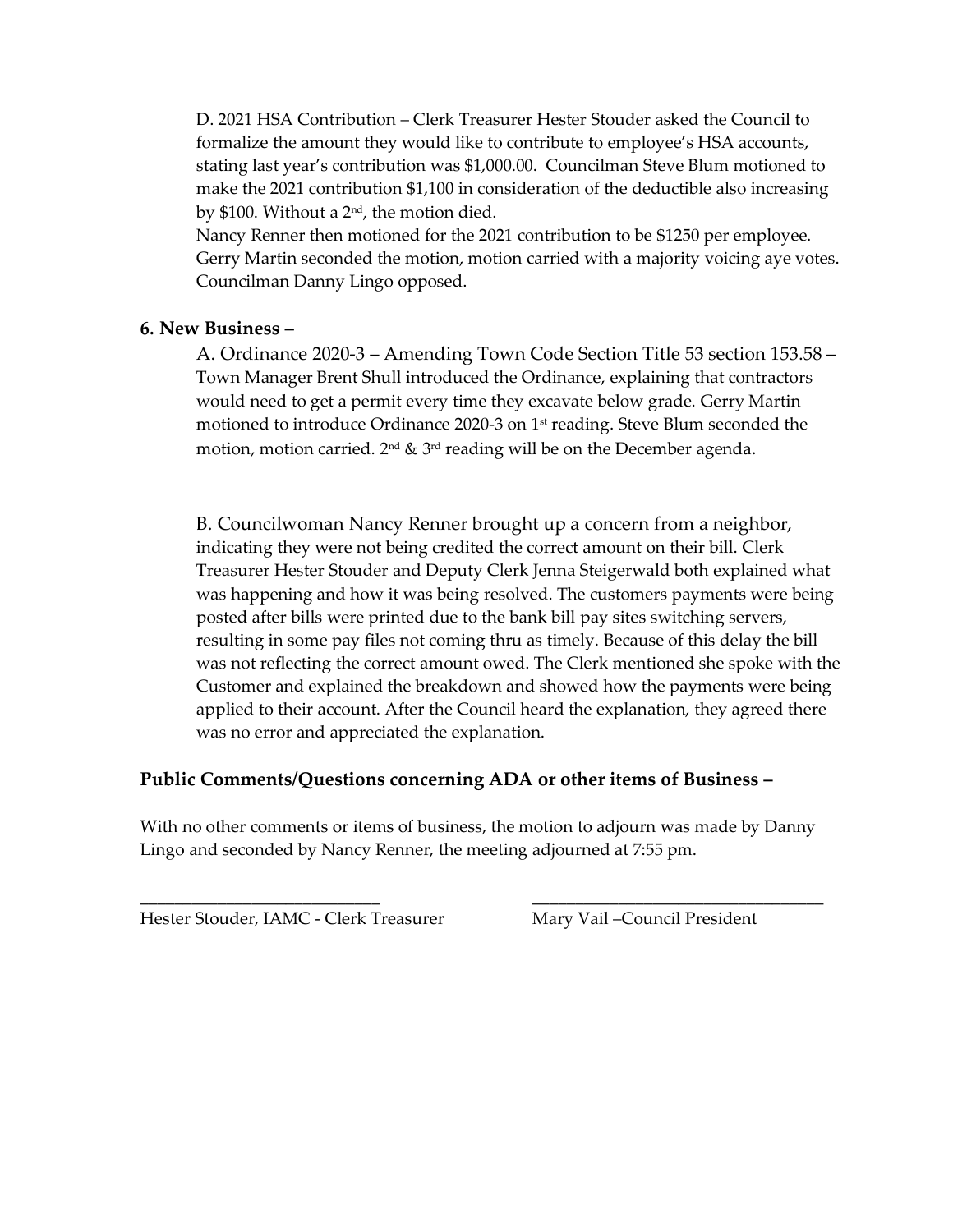D. 2021 HSA Contribution – Clerk Treasurer Hester Stouder asked the Council to formalize the amount they would like to contribute to employee's HSA accounts, stating last year's contribution was $1,000.00. Councilman Steve Blum motioned to make the 2021 contribution $1,100 in consideration of the deductible also increasing by $100. Without a 2nd, the motion died.

Nancy Renner then motioned for the 2021 contribution to be $1250 per employee. Gerry Martin seconded the motion, motion carried with a majority voicing aye votes. Councilman Danny Lingo opposed.

**6. New Business –**

A. Ordinance 2020-3 – Amending Town Code Section Title 53 section 153.58 – Town Manager Brent Shull introduced the Ordinance, explaining that contractors would need to get a permit every time they excavate below grade. Gerry Martin motioned to introduce Ordinance 2020-3 on 1st reading. Steve Blum seconded the motion, motion carried. 2nd & 3rd reading will be on the December agenda.

B. Councilwoman Nancy Renner brought up a concern from a neighbor, indicating they were not being credited the correct amount on their bill. Clerk Treasurer Hester Stouder and Deputy Clerk Jenna Steigerwald both explained what was happening and how it was being resolved. The customers payments were being posted after bills were printed due to the bank bill pay sites switching servers, resulting in some pay files not coming thru as timely. Because of this delay the bill was not reflecting the correct amount owed. The Clerk mentioned she spoke with the Customer and explained the breakdown and showed how the payments were being applied to their account. After the Council heard the explanation, they agreed there was no error and appreciated the explanation.

**Public Comments/Questions concerning ADA or other items of Business –**

With no other comments or items of business, the motion to adjourn was made by Danny Lingo and seconded by Nancy Renner, the meeting adjourned at 7:55 pm.

\_\_\_\_\_\_\_\_\_\_\_\_\_\_\_\_\_\_\_\_\_\_\_\_\_\_\_\_ \_\_\_\_\_\_\_\_\_\_\_\_\_\_\_\_\_\_\_\_\_\_\_\_\_\_\_\_\_\_\_\_\_\_

Hester Stouder, IAMC - Clerk Treasurer Mary Vail –Council President